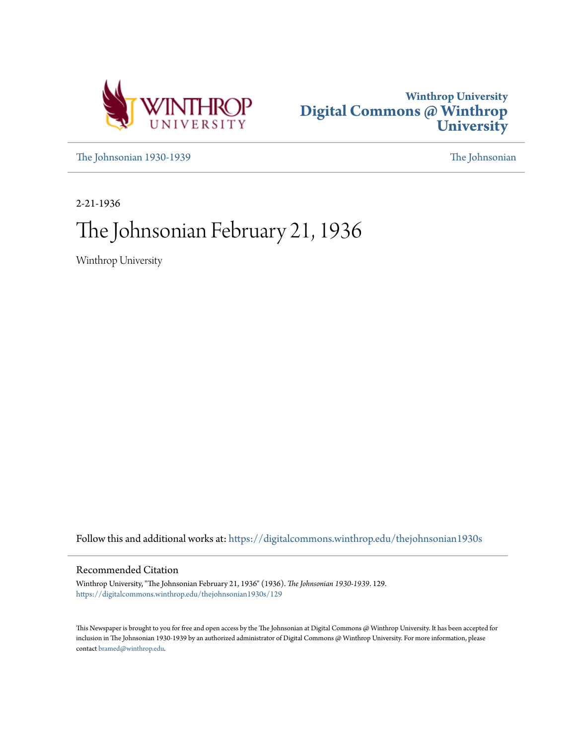Winthrop University
# Digital Commons @ Winthrop University

The Johnsonian 1930-1939

The Johnsonian

2-21-1936

# The Johnsonian February 21, 1936

Winthrop University

Follow this and additional works at: https://digitalcommons.winthrop.edu/thejohnsonian1930s

## Recommended Citation

Winthrop University, "The Johnsonian February 21, 1936" (1936). *The Johnsonian 1930-1939*. 129.
https://digitalcommons.winthrop.edu/thejohnsonian1930s/129

This Newspaper is brought to you for free and open access by the The Johnsonian at Digital Commons @ Winthrop University. It has been accepted for inclusion in The Johnsonian 1930-1939 by an authorized administrator of Digital Commons @ Winthrop University. For more information, please contact bramed@winthrop.edu.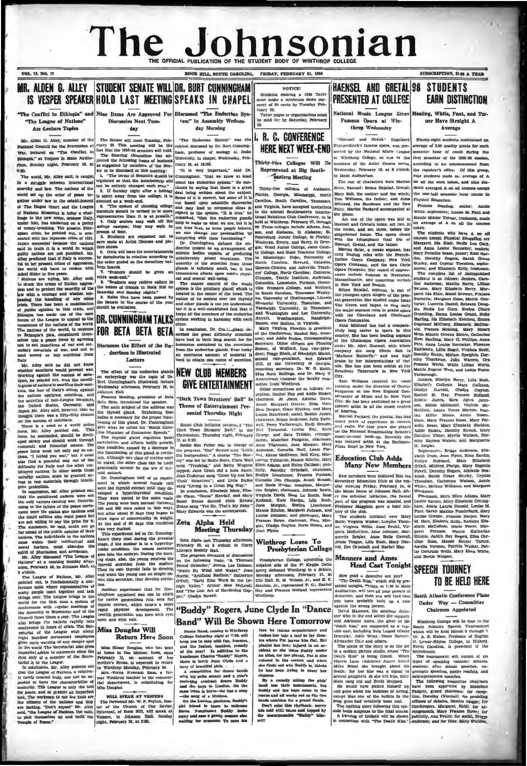# The Johnsonian

THE OFFICIAL PUBLICATION OF THE STUDENT BODY OF WINTHROP COLLEGE

VOL. 13, NO. 17 — ROCK HILL, SOUTH CAROLINA, FRIDAY, FEBRUARY 21, 1936 — SUBSCRIPTION, $1.00 A YEAR

## MR. ALDEN G. ALLEY IS VESPER SPEAKER

### "The Conflict in Ethiopia" and "The League of Nations" Are Lecture Topics

Mr. Alden G. Alley, member of the National Council for the Prevention of War, lectured on "The Conflict in Ethiopia," at Vespers in Main Auditorium, Sunday night, February 16, at 6:30.

The world, Mr. Alley said, is caught in a struggle between international anarchy and law. The nations of the world set up the order of peace together under law in the establishment of The Hague Court and the League of Nations. Mussolini is today a challenge to the new order, because Italy, under him, has embarked on a policy of treaty-breaking. The present Ethiopian crisis, he pointed out, is connected with the Japanese crisis of 1931. Japan succeeded because the nations said in truth it is a world in which guilty nations are not punished. Mr. Alley predicted that if Italy is successful in her present crime of aggression, the world will have to reckon with Adolf Hitler in five years.

Nations are trying, Mr. Alley said, to check the crime of Italian aggression and to protect the sanctity of the law with a courage and wisdom surpassing the handling of any other crisis. There has been a mobilization of public opinion in this crisis, and Ethiopia has made use of the open forum of the League to appeal to the conscience of the nations of the world. The nations of the world, in response to Ethiopia's plea, considered themselves into a peace force by agreeing not to sell munitions of war and secondary materials of war, and not to lend money or buy anything from Italy.

Mr. Alley said he did not know whether sanctions would prevent war. Working against the success of sanctions, he pointed out, were the unwillingness of nations to sacrifice their markets, the fear of Italy's action against the nations applying sanctions, and the activities of non-League members, the United States, Germany, and Japan. Mr. Alley said, however, that he thought there was a fifty-fifty chance for the success of sanctions.

There is a need of a world police force, Mr. Alley pointed out. This force, he contended, should be developed slowly and should work through economic and financial means. The peace force must not only say to nations, "I forbid you war," but it must also find a peaceful way out of the difficulty for Italy and the other embittered nations. In other words these unlucky nations must be granted access to raw materials through intelligent production.

In conclusion, Mr. Alley pointed out, that the embittered nations were not the only nations causing war. Contributing to the failure of the peace movement were the status quo nations and the timid nations who want peace but are not willing to pay the price for it. The statesmen, he said, could not go far ahead of the public opinion of their nations. The individuals in the nations must widen their intellectual and moral horizon, must abandon the spirit of pharisaism and arrogance.

Mr. Alley discussed "The League of Nations" at a meeting Sunday afternoon, February 16, in Johnson Hall, at 3 o'clock.

The League of Nations, Mr. Alley pointed out, is fundamentally a conference table where representatives of many people meet together and talk things over. The League brings to the world for the first time a system of conferences with regular meetings of the Assembly in September and of the Council three times a year. The League also brings the nations rapidly into conference in times of crisis. The Secretariat of the League with about eight hundred permanent employees gives early warning of any danger spot in the world. The Secretariat also gives impartial advice to statesmen since the first duty of a member of the Secretariat is to the League.

In conclusion, Mr. Alley pointed out that the League of Nations, a relatively newly created body, can not be expected to have the characteristics of maturity. The League is only the tool for peace, and at present an imperfect tool. The workmen to use the tools are the citizens of the nations and they are lacking. "Don't expect," Mr. Alley said, "the League of Nations, the tools, to pick themselves up and build the Temple of Peace."

## STUDENT SENATE WILL HOLD LAST MEETING

### Nine Items Are Approved For Discussion Next Tuesday

The Senate will meet Tuesday, February 25. This meeting will be the last that the 1935-36 senators will hold.

The Steering Committee has approved the following items of business as suggested by members of the Senate to be discussed at this meeting:

1. "The terms of Senators should be regulated so that the membership will not be entirely changed each year."
2. If Sunday night after a holiday is spent away from the college, it is counted as a week-end.
3. "The system of choosing college marshals should be revised to be more representative than it is at present."
4. Only seniors may walk off the college campus; they may walk in groups of four.
5. Students are requested not to save seats at Artist Courses and picture shows.
6. Girls will leave for entertainments by dormitories in rotation according to the order posted on the dormitory bulletin boards.
7. "Proctors should be given an extra week-end."
8. "Students may receive callers in the homes of friends in Rock Hill on Saturday and Sunday nights."
9. Rules that have been passed by the Senate in the course of the year should be evaluated.

## DR. CUNNINGHAM TALKS FOR BETA BETA BETA

### Discusses the Effect of the Endocrines in Illustrated Lecture

The effect of the endocrine glands on embryology was the topic of Dr. Bert Cunningham's illustrated lecture Wednesday afternoon, February 19, in Johnson Hall.

Frances Mealing, president of Beta Beta Beta, introduced the speaker.

The main subject of the address was the thyroid gland. Explaining that iodine is necessary for the proper functioning of this gland, Dr. Cunningham gave what he called his "South Carolina Chamber of Commerce Speech."

The thyroid gland regulates basal metabolism and affects bodily growth. One condition caused by a decrease in the functioning of this gland is cretinism. Although one class of cretins can't be cured, the other class can be cured practically normal by the use of thyroid extract.

Dr. Cunningham told of an experiment in which several female rats were fed thyroid extract until they developed a hyperthyroid condition. They were mated to the same male. The young were born normal (between 500 and 600 were raised in this way), but after about 30 days they began to show signs of abnormality in weight. At the end of 60 days this condition was very marked.

This experiment led to Dr. Cunningham's theory that during the prenatal stage, if the mother is in a hyperthyroidal condition, the excess secretion goes into the embryo. During the nursing stage, also, the young receives the thyroid secretion from the mother. Thus its own thyroid fails to develop, and when the young can no longer obtain this secretion, they develop cretinism.

Another experiment that Dr. Cunningham explained was one in which for twelve generations rats were fed thymic extract, which causes a more rapid physical development. The twelfth generation was born with eyes open and with hair.

## Miss Douglas Will Return Here Soon

Miss Elinor Douglas, who has been at home in Des Moines, Iowa, since February 10, on account of her mother's illness, is expected to return to Winthrop Monday, February 24.

Mrs. Verna Swanson Bass, a former Winthrop teacher in the commercial department, is substituting for Miss Douglas.

**WILL SPEAK AT VESPERS**

The Reverend Mr. W. P. Peyton, Rector of the Church of Our Saviour, Episcopal, of Rock Hill, will speak at Vespers, in Johnson Hall, Sunday night, February 23, at 6:30.

## DR. BURT CUNNINGHAM SPEAKS IN CHAPEL

### Discussed "The Endocrine System" in Assembly Wednesday Morning

"The Endocrine System" was the subject discussed by Dr. Bert Cunningham, professor of zoology at Duke University, in chapel, Wednesday, February 19, at 12:30.

"It is very important," said Dr. Cunningham, "that we know at least about the endocrine system." He continued by saying that there is a great deal being written about the subject. Some of it is correct, but some of it is not based upon scientific discoveries and may lead to erroneous ideas in regard to the system. "It is true," he remarked, "that the endocrine glands help to make us what we are, but it is not true that, as some people believe, we can change our personalities by tampering with their functioning."

Dr. Cunningham defined the endocrine system as an arrangement of minute bodies capable of producing unbelievably potent secretions. The quantity of the secretion from these glands is infinitely small, but it has tremendous effects upon man's physical and mental well-being.

The master control of the whole system is the pituitary gland, which is located in the center of the head. The nature of its control over the thyroid and other glands is not yet understood, but it is a well-established fact that it keeps all the members of the endocrine system working in harmony with each other.

In conclusion, Dr. Cunningham described the great difficulty scientists have had in their long search for the hormones contained in the secretions from the endocrine glands. Even today an enormous amount of material is used to obtain one ounce of secretion.

## NEW CLUB MEMBERS GIVE ENTERTAINMENT

### "Dark Town Strutters' Ball" Is Theme of Entertainment Presented Thursday Night

Social Club initiates presented "The Dark Town Strutters' Ball," in the Gymnasium, Thursday night, February 13, at 8:30.

Rallie Sue Fuller was in charge of the program. "Doc" Stroud sang "Little Ole Independent." A chorus "The Rosary" was led by Sadie Scott. Clara Wall sang "Trucking," and Betty Wagnon tapped. Jane Crout did a hula dance. Jean Cushman sang "Come Up and See Me Sometime"; and Lillie Bailes sang "Living in a Great Big Way."

In conclusion, Elizabeth Mace, Flossie Claus, "Genia" Kendall, and Mary Evans sang "Yes Sir, That's My Baby." Hazel Evans danced while Kenzie Evans sang "Yes Sir, That's My Baby." Mary Edwards was the accompanist.

## Zeta Alpha Held Meeting Thursday

Zeta Alpha met Thursday afternoon, February 20, at 5 o'clock in Curry Literary Society Hall.

The program consisted of discussions on the following topic, "A Thirteen Period Calendar," Jennie Lee Dobson; "Waste By Wind and Water," Jean Norris; "Artificial Radium," Catherine O'Dell; "Early Zinc Work in the Lehigh Valley," Arthur Mae McLeod; and "The Lost Art of Hardening Copper," Gladys Russell.

## NOTICE!

Students desiring a 1936 Tatler must make a minimum down payment of 50 cents by Tuesday, February 25.

Tatler pages or organizations must be paid for by Saturday, February 29.

## I. R. C. CONFERENCE HERE NEXT WEEK-END

### Thirty-Five Colleges Will Be Represented at Big Southeastern Meeting

Thirty-five colleges of Alabama, Florida, Georgia, Mississippi, North Carolina, South Carolina, Tennessee, and Virginia, have accepted invitations to the annual Southeastern International Relations Club Conference, to be held at Winthrop, February 27, through 29. These colleges include Athens, Judson, and Alabama, in Alabama; St. Petersburg Junior College, in Florida; Wesleyan, Emory, and Berry, in Georgia; Wood Junior College, Jones County College, and State Teachers' College, in Mississippi; Duke, University of North Carolina, Brevard, Catawba, Queens-Chicora, and Asheville Teachers' College, North Carolina; Converse, Clemson, Textile Institute, Anderson, Columbia, Limestone, Furman, Greenville Woman's College, and Wofford, in South Carolina; Tennessee Wesleyan, University of Chattanooga, Lincoln Memorial University, Tusculum, and Vanderbilt University, in Tennessee; and Washington and Lee University, Averett, Westhampton, Randolph-Macon, and Hollins, in Virginia.

Mary Virginia Plowden is president of the Conference; Rachel Hay, treasurer; and Addie Stokes, Corresponding Secretary. Other officers are Frederick Bomar, of Wofford, first vice-president; Peggy Birch, of Randolph Macon, second vice-president, and Edward Dill, of the University of Georgia, recording secretary. Dr. W. G. Keith, Miss Ruth Rollings, and Dr. Mary T. Armentrout compose the faculty committee from Winthrop.

Other committees are as follows: reception, Rachel Hay and Addie Stokes, chairmen, Jo Jones, Alexina Davis, Annie Margaret Graves, Eliza Ross, Bess Dargan, Grace Stuckey, and Mary Louise Rainsford; social, Bobbie James, chairman, Briggs Anderson, Julia Earnwell, Perry Yarborough, Ruth Benson, Nell Townsend, Louise Hay, Annie George, and Elfa Tribble; arrangements, Madeline Padgette, chairman, Anne Tishman, Jane Morgan, Mary Anderson, Cornelia Huff, Lossie Forrest, Alene McElveen, Nell King, Marguerite Tidmarsh, Mamie Ritchie, Mary Ellen Adams, and Helen Calhoun; publicity, Dorothy Grimball, chairman, Evelyn Limehouse, Frances Putnam, Cornelia Des Champs, Janell Benson, and Doris Wise; reception, Marguerite Zeigler, chairman, Johnnie Bowie, Jane Morgan, Evelyn Limehouse, Virginia Davis, Rosa La Rocca, Rose Rodnick, Kate Hardin, Lila Bush, Mamie Ritchie, Margaret Putnam, and Louise Johnson; and placement, Mary Frances Rowe, chairman, Nora Morgan, Gladys Guyton, Doris Hooks, and Jean Flynn.

## Winthrop Loses To Presbyterian College

Presbyterian College, upholding the negative side of the Pi Kappa Delta query defeated Winthrop in a debate, Monday afternoon, February 17, in Cliff Hall. H. M. Wilson, Jr., and E. E. Stanton, Jr., represented P. C.; Rachel Hay and Frances Holland represented Winthrop.

## "Buddy" Rogers, June Clyde In "Dance Band" Will Be Shown Here Tomorrow

Dance Band, coming to Winthrop College Saturday night at 7:30, will keep you in step with fun, romance, and the fastest, funniest, comedy of the year! In addition to the handsome Charles "Buddy" Rogers, there is lovely June Clyde and a bevy of beautiful girls.

A competition for dance bands with big prize money and a year's recording contract draws Buddy and the boys to London. On the same train is Steve—he has a song—the song of a lifetime.

On the London platform, Buddy's old friend is there to welcome Steve. Nonplussed Buddy looks away and sees a pretty woman also waiting for someone. To save his face he claims acquaintance and makes her take a taxi to her theatre where Pat leaves him flat. Her pianist has been injured in an accident so she takes Buddy under an alias, for her pianist. Pat is also entered in the contest and when she finds out who Buddy is, thinks he has been trying to queer her chances.

By a comedy mixup the girls' band lose their instruments, but Buddy and the boys come to the rescue and all works out as the two bands combine for a grand finale.

Don't miss this rhythmic, merry, little told with tunes and topped by the unsurpassable "Buddy" himself!

## HAENSEL AND GRETAL PRESENTED AT COLLEGE

### National Music League Gives Famous Opera at Winthrop Wednesday

"Haensel and Gretal," Engelbert Humperdinck's famous opera, was presented by the National Music League at Winthrop College, as one of the numbers of the Artist Course series, Wednesday, February 19, at 8 o'clock, in Main Auditorium.

The cast of characters were Marion Selee, Haensel; Selma Bojalad, Gretal; Mary Bell, the mother and the witch; Tom Williams, the father; and Alma Milstead, the Sandman and the Dew Fairy. Marion Packard accompanied at the piano.

Act one of the opera was laid in Haensel and Gretal's home, act two, in the forest, and act three, before the gingerbread house. The opera closed with the triumphant final trio of Haensel, Gretal, and the father.

Marion Selee, a mezzo soprano, has sung leading roles with the French-Italian Opera Company, New York Opera Company, and the San Carlo Opera Company. Her record of appearances include festivals in Worcester, Massachusetts, and numerous recitals in New York and Boston.

Selma Bojalad, soprano, is one of the youngest opera singers of the present generation. She studied under Isaac Van Grove, and began to sing early the major soprano roles in grand opera with the Cleveland and Cincinnati Opera Companies.

Alma Milstead has had a comparatively long career in opera in this country. She has been leading soprano of the Chautauqua Opera Association under Mr. Albert Stoessel, with whose company she sang Cio-Cio San in "Madame Butterfly," and won high praise by her interpretations of that role. She has also been soloist at the Broadway Tabernacle in New York City.

Tom Williams received his vocal training under the direction of George Fergusson at the New England Conservatory of Music and in New York City. He has been acclaimed as a great concert artist in all the music centers of America.

Marion Packard, the pianist, has had many years of experience in concert and radio. For four years she played on the National Broadcasting System's coast-to-coast hook-up. Recently she was featured artist at the Barbizon-Plaza Hotel in New York.

## Education Club Adds Many New Members

New members were initiated into the Secondary Education Club at the regular meeting Friday, February 14, in the Music Room of Johnson Hall. After the informal initiation, the formal part of the program was enacted, and Professor Magginis gave a brief history of the club.

The students initiated were Mary Belle, Virginia Mills, Lorraine Thomas, Virginia Willis, Anne Pruitt, Virginia McKeithen, Alice Johnson, Marguerite Zeigler, Anne Belle Carroll, Jessie Teague, Lila Bush, Mary Donald, Dot Grimball, and Rachel Hay.

## Manners and Ames Head Cast Tonight

How good a detective are you? "The Death Kiss," which will be presented tonight, Friday, at 7:30 in Main Auditorium, will test all your powers of deduction, and then you will find that you have probably built up a case against the wrong person.

David Manners, the amateur detective who in the end solves the mystery, and Adrienne Ames, the giver of the "death kiss," are supported by a capable cast, including Bela Lugosi (Count Dracula), John Wray, Vince Barnett, Alexander Carr and others.

The scene of the story is on the set in a motion picture studio, where "The Death Kiss" is being filmed. When Marcia Lane (Adrienne Ames) kissed Myles Brent she brought about his death; for her kiss was a signal to several gangsters. As she left him, their shots rang out and Brent dropped.

He would have picked himself up and gone about his business of acting, except that one of the bullets in the prop guns had evidently been real.

The exciting story following this episode holds suspense to the final scenes. A traveling of Ireland will be shown in connection with "The Death Kiss."

## 98 STUDENTS EARN DISTINCTION

### Mealing, White, Faut, and Turner Have Straight A Average

Ninety-eight students maintained an average of 2.50 quality points for each semester hour of credit during the first semester of the 1935-36 session, according to an announcement from the registrar's office. Of this group, four students made an average of A on all the work taken, and nine students averaged A on all courses except the one-half semester hour course in Physical Education.

Frances Mealing, senior; Annie White, sophomore; Louise M. Faut and Maude Minter Turner, freshmen, made an average of A on all the courses taken.

The students who have A on all courses except Physical Education are Margaret Ida Blair, Hedle Lee Gary, and Anne Louise Renneker, seniors; Mary Permilia Sease, junior; Kate Hardin, Dorothy Rogers, Sarah Grace Stuckey, and Crystal Theodore, sophomores; and Elizabeth Kelly, freshman.

The complete list of distinguished students is as follows: Seniors, Caroline Anderson, Martha Barre, Lillian Benson, Mary Elizabeth Berry, Margaret Ida Blair, Mabel Browne, Frances Burnette, Margaret Cone, Mattie Courturier, Lucretia Daniel, Rebecca Douglas, Hadie Lee Gary, Evelyn Claire Greeling, Emma Louise Grant, Ruby Harling, Ida Elizabeth Kelcher, Evelyn Copeland McCrary, Elizabeth McDonald, Frances Mealing, Mary Stuart Mills, Minnie Greene Moore, Catherine Hunt Paulling, Mary O. Phillips, Anna Pitt, Anna Louise Renneker, Florence Richbourg, Lillie Rogol, Virginia Scott, Dorothy Smith, Miriam Speights, Dorothy Thackston, Julia Warren, Ora Frances Wertz, Willie Lillian Werts, Mattie Eugene West, and Lottie Foster Yarborough.

Juniors, Ethelyn Berry, Lila Bush, Elizabeth Colhoun, Mary Cullum, Gladys Garrett, Gladys Guyton, Rachel M. Hay, Frances Holland, Bobbie James, Sara Agnes Johnson, Aline McDaniel, Virginia McKeithen, Laura Vance Marion, Martha Miller Moore, Annie Rosenblum, Mary Frances Rowe, Mary Permilia Sease, Mary Elizabeth Skidmore, Addie Stokes, Dorothy Stroud, Mary Caroline Ulmer, Myrtle Wallace, Dorothy Haynes Waters, and Marguerite Zeigler.

Sophomores, Briggs Anderson, Elizabeth Chow, Jean Flynn, Kate Hardin, Evelyn Hubbard, Mary Elizabeth O'Dell, Mildred Phelps, Mary Eugenia Powell, Dorothy Rogers, Adelaide Seabrook, Sarah Grace Stuckey, Crystal Theodore, Catherine Watson, Annie White, Melissa Williams, and Margaret Workman.

Freshmen, Mary Ellen Adams, Mary Louise Barnes, Mary Elizabeth Cottingham, Annie Laurie Donald, Louise M. Faut, Sarah Maxine Funderburk, Mary Louise Grambo, Frances Harper, Mary M. Hart, Elizabeth Kelly, Kathryn Elizabeth McCollum, Marie Porter, Margaret Putnam, Mamie Katherine Ritchie, Judith Fay Rogers, Elza Caroline Ross, Maude Minter Turner, Amelia Varonne, Patricia Walker, Nettie Gertrude Wells, Mary Ellen White, and Bertie Wolpert.

## SPEECH TOURNEY TO BE HELD HERE

### South Atlantic Conference Plans Under Way — Committee Chairmen Appointed

Winthrop College will be host to the South Atlantic Speech Tournament which will be held March 5 through 7. Dr. A. E. Keiser, Professor of English at Lenoir-Rhyne College, in Hickory, North Carolina, is president of the tournament.

The tournament will consist of six types of speaking contests: debates, orations, after dinner speeches, impromptu speeches, poetry reading, and extemporaneous speeches.

The following committee chairmen have been appointed by Madeline Padgett, general chairman: for reception, Dorothy Grimball; for presiding officers of debates, Monica Magee; for timekeepers, Margaret Reid; for arrangements, Mary Frances Rowe; for publicity, Ann Pruitt; for social, Briggs Anderson; and for floor, Mary Sheldon.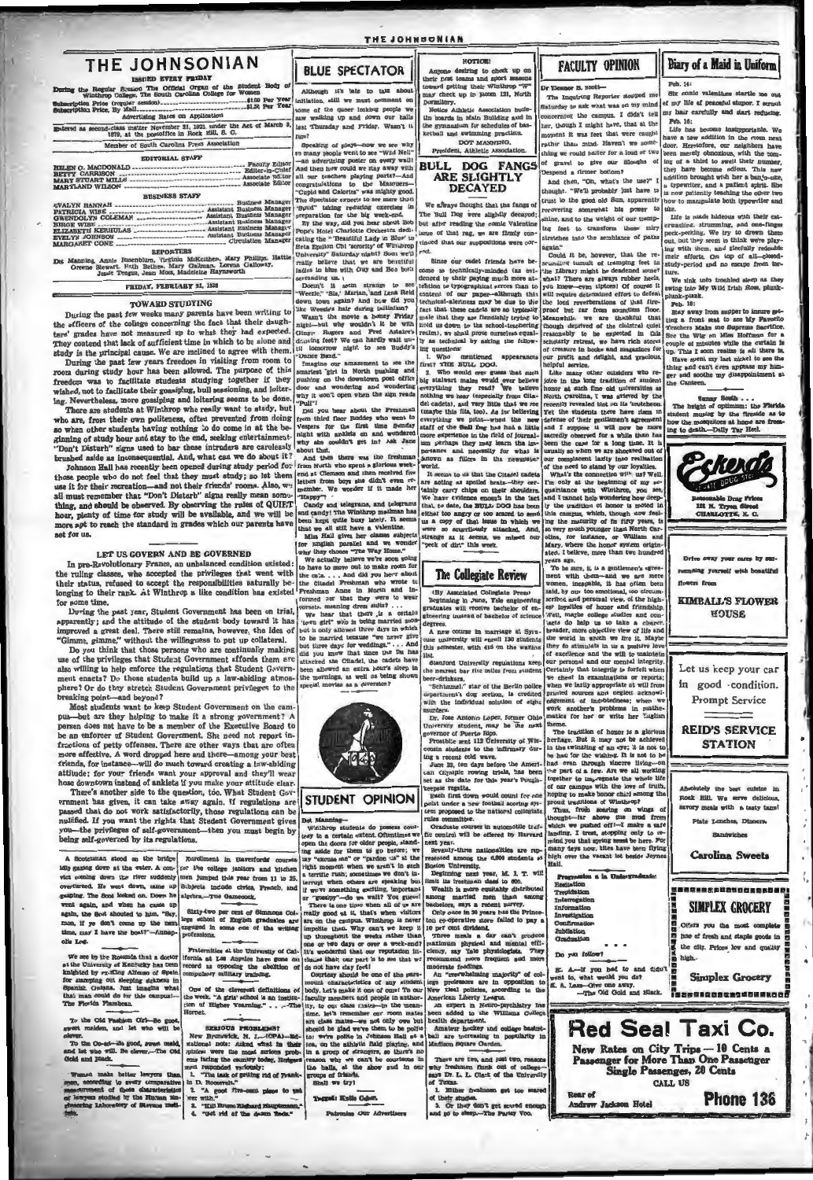# THE JOHNSONIAN

ISSUED EVERY FRIDAY

During the Regular Session The Official Organ of the Student Body of Winthrop College, The South Carolina College for Women

Subscription Price (regular session) ........................ $1.00 Per Year
Subscription Price, By Mail ........................ $1.25 Per Year
Advertising Rates on Application

Entered as second-class matter November 21, 1923, under the Act of March 3, 1879, at the postoffice in Rock Hill, S. C.

Member of South Carolina Press Association

## EDITORIAL STAFF

HELEN G. MACDONALD ........................ Faculty Editor
BETTY CARRISON ........................ Editor-in-Chief
MARY STUART MILLS ........................ Associate Editor
MARYLAND WILSON ........................ Associate Editor

## BUSINESS STAFF

EVALYN HANNAH ........................ Business Manager
PATRICIA WISE ........................ Assistant Business Manager
GWENDOLYN COLEMAN ........................ Assistant Business Manager
BIRGE WISE ........................ Assistant Business Manager
ELIZABETH KERHULAS ........................ Assistant Business Manager
EVELYN JOHNSON ........................ Assistant Business Manager
MARGARET CONE ........................ Circulation Manager

## REPORTERS

Dot Manning, Annie Rosenblum, Virginia McKeithen, Mary Phillips, Hattie Greene Stewart, Ruth Bethea, Mary Galman, Lorena Galloway, Jessie Teague, Jean Moss, Madeleine Haynsworth

FRIDAY, FEBRUARY 21, 1936

## TOWARD STUDYING

During the past few weeks many parents have been writing to the officers of the college concerning the fact that their daughters' grades have not measured up to what they had expected. They contend that lack of sufficient time in which to be alone and study is the principal cause. We are inclined to agree with them.

During the past year freedom in visiting from room to room during study hour has been allowed. The purpose of this freedom was to facilitate students studying together if they wished, not to facilitate their gossiping, bull sessioning, and loitering. Nevertheless, more gossiping and loitering seems to be done.

There are students at Winthrop who really want to study, but who are, from their own politeness, often prevented from doing so when other students having nothing to do come in at the beginning of study hour and stay to the end, seeking entertainment. "Don't Disturb" signs used to bar these intruders are carelessly brushed aside as inconsequential. And, what can we do about it?

Johnson Hall has recently been opened during study period for those people who do not feel that they must study; so let them use it for their recreation—and not their friends' rooms. Also, we all must remember that "Don't Disturb" signs really mean something, and should be observed. By observing the rules of QUIET hour, plenty of time for study will be available, and we will be more apt to reach the standard in grades which our parents have set for us.

## LET US GOVERN AND BE GOVERNED

In pre-Revolutionary France, an unbalanced condition existed: the ruling classes, who accepted the privileges that went with their status, refused to accept the responsibilities naturally belonging to their rank. At Winthrop a like condition has existed for some time.

During the past year, Student Government has been on trial, apparently; and the attitude of the student body toward it has improved a great deal. There still remains, however, the idea of "Gimme, gimme," without the willingness to put up collateral.

Do you think that those persons who are continually making use of the privileges that Student Government affords them are also willing to help enforce the regulations that Student Government enacts? Do those students build up a law-abiding atmosphere? Or do they stretch Student Government privileges to the breaking point—and beyond?

Most students want to keep Student Government on the campus—but are they helping to make it a strong government? A person does not have to be a member of the Executive Board to be an enforcer of Student Government. She need not report infractions of petty offenses. There are other ways that are often more effective. A word dropped here and there—among your best friends, for instance—will do much toward creating a law-abiding attitude; for your friends want your approval and they'll wear hose downtown instead of anklets if you make your attitude clear.

There's another side to the question, too. What Student Government gives, it can take away again. If regulations are passed that do not work satisfactorily, those regulations can be nullified. If you want the rights that Student Government gives you—the privileges of self-government—then you must begin by being self-governed by its regulations.

A Scotsman stood on the bridge idly gazing down at the water. A convict coming down the river suddenly overturned. He went down, came up gasping. The Scot looked on. Down he went again, and when he came up again, the Scot shouted to him, "Say, mon, if ye don't come up the next time, may I hae the boat?"—Annapolis Log.

Enrollment in Haverford courses for the college janitors and kitchen men jumped this year from 11 to 25. Subjects include civics, French, and algebra.—The Gamecock.

Sixty-two per cent of Simmons College school of English graduates are engaged in some one of the writing professions.

We see by the Rotunda that a doctor at the University of Kentucky has been knighted by ex-King Alfonso of Spain for stamping out sleeping sickness in Spanish Guiana. Just imagine what that man could do for this campus!—The Florida Flambeau.

Fraternities at the University of California at Los Angeles have gone on record as opposing the abolition of compulsory military training.

To the Old Fashion Girl—Be good, sweet maiden, and let who will be clever.

To the Co-ed—Be good, sweet maid, and let who will. Be clever.—The Old Gold and Black.

One of the cleverest definitions of the week. "A girls' school is an institution of Higher Yearning." . . . —The Hornet.

Women make better lawyers than men, according to every comparative measurement of those characteristics of lawyers studied by the Human Engineering Laboratory of Stevens Institute.

### SERIOUS PROBLEMS?

New Brunswick, N. J.—(CPA)—National note: Asked what in their opinion were the most serious problems facing the country today, Rutgers coed freshmen replied variously:
1. "The task of getting rid of Franklin D. Roosevelt."
2. "A good five-cent place to eat with."
3. "Kill Bruno Richard Hauptmann."
4. "Get rid of the dumb feeds."

# BLUE SPECTATOR

Although it's late to talk about initiation, still we must comment on some of the queer looking people we saw walking up and down our halls last Thursday and Friday. Wasn't it fun?

Speaking of plays—now we see why so many people went to see "Wild Neil"—an advertising poster on every wall! And then how could we stay away with all our teachers playing parts?—And congratulations to the Masquers—"Cupid and Calories" was mighty good. The Spectator expects to see more than "Syrid" taking reducing exercises in preparation for the big week-end.

By the way, did you hear about Bob Pope's Hotel Charlotte Orchestra dedicating the "Beautiful Lady in Blue" to Beta Epsilon Chi 'sorority' of Winthrop University? Saturday night? Seems we'll really believe that we are beautiful ladies in blue with Guy and Bea both serenading us.

Doesn't it seem strange to see "Weetie" "Sis," Marian, and Lena Reid down town again? And how did you like Weetie's hair during initiation? Wasn't the movie a honey Friday night—but why wouldn't it be with Ginger Rogers and Fred Astaire's dancing feet? We can hardly wait until tomorrow night to see Buddy's "Dance Band."

Imagine our amazement to see the smartest girl in North pushing and pushing on the downtown post office door and wondering and wondering why it won't open when the sign reads "Pull"!

Did you hear about the Freshman from third floor Roddey who went to Vespers for the first time Sunday night with anklets on and wondered why she couldn't get in? Ask Jane about that.

And then there was the freshman from North who spent a glorious weekend at Clemson and then received five letters from boys she didn't even remember. We wonder if it made her "Happy"?

Candy and telegrams, and telegrams and candy! The Winthrop mailman has been kept quite busy lately. It seems that we all still have a Valentine.

Miss Hall gives her classes subjects for English parallel and we wonder why they choose "The Way Home."

We actually believe we're soon going to have to move out to make room for the cats . . . And did you hear about the Citadel Freshman who wrote to Freshman Anne in North and informed her that they were to wear corsets, meaning dress suits? . . .

We hear that there is a certain "town girl" who is being married soon but is only allowed three days in which to be married because "we never give but three days for weddings." . . . And did you know that since the flu has attacked the Citadel, the cadets have been allowed an extra hour's sleep in the mornings, as well as being shown special movies as a diversion?

# STUDENT OPINION

Dot Manning

Winthrop students do possess courtesy to a certain extent. Oftentimes we open the doors for older people, standing aside for them to go before; we say "excuse me" or "pardon us" at the right moment when we aren't in such a terrific rush; sometimes we don't interrupt when others are speaking but if we're something exciting, important or "gossipy"—do we wait? You guess!

There is one time when all of us are really good at it, that's when visitors are on the campus. Winthrop is never impolite then. Why can't we keep it up throughout the weeks rather than one or two days or over a week-end? It's wonderful that our reputation increases that our part is to see that we do not have clay feet!

Courtesy should be one of the paramount characteristics of any student body. Let's make it one of ours! To our faculty members and people in authority, to our class mates—in the meantime, let's remember our room mates are class mates—we not only owe but should be glad we've them to be polite to; we're polite in Johnson Hall at a tea, on the athletic field playing, and in a group of strangers, so there's no reason why we can't be courteous in the halls, at the show and in our groups of friends.

Shall we try?

Tegudi: Kolia Cohen.

Patronize Our Advertisers

## NOTICE!

Anyone desiring to check up on their past teams and sport seasons toward getting their Winthrop "W" may check up in room 121, North Dormitory.

Notice Athletic Association bulletin boards in Main Building and in the gymnasium for schedules of basketball and swimming practices.

DOT MANNING,
President, Athletic Association.

## BULL DOG FANGS ARE SLIGHTLY DECAYED

We always thought that the fangs of The Bull Dog were slightly decayed; but after reading the comic Valentine issue of that rag, we are firmly convinced that our suppositions were correct.

Since our cadet friends have become so technically-minded (as evidenced by their paying much more attention to typographical errors than to content of our paper—although this technical-alertness may be due to the fact that these cadets are so typically male that they are fiendishly trying to hold us down to the school-teachering realm), we shall prove ourselves equally as technical by asking the following questions:

1. Who mentioned appearances first? THE BULL DOG.
2. Who would ever guess that such big stalwart males would ever believe everything they read? We believe nothing we hear (especially from Citadel cadets), and very little that we see (maybe this fits too). As for believing everything we print—well the new staff of the Bull Dog has had a little more experience in the field of journalism perhaps they may learn the importance and necessity for what is known as fillers in the newspaper world.

It seems to us that the Citadel cadets are acting as spoiled brats—they certainly carry chips on their shoulders. We have evidence enough in the fact that, to date, the BULL DOG has been either too angry or too scared to send us a copy of that issue in which we were so scurrilously attacked. And, strange as it seems, we missed our "peck of dirt" this week.

# The Collegiate Review

(By Associated Collegiate Press)

Beginning in June, Yale engineering graduates will receive bachelor of engineering instead of bachelor of science degrees.

A new course in marriage at Syracuse university will enroll 130 students this semester, with 416 on the waiting list.

Stanford University regulations keep the nearest bar six miles from student beer-drinkers.

"Schlemiel," star of the Berlin police department's dog section, is credited with the individual solution of eight murders.

Dr. Jose Antonio Lopez, former Ohio University student, may be the next governor of Puerto Rico.

Frostbite sent 112 University of Wisconsin students to the infirmary during a recent cold wave.

June 22, ten days before the American Olympic rowing trials, has been set as the date for this year's Poughkeepsie regatta.

Each first down would count for one point under a new football scoring system proposed to the national collegiate rules committee.

Graduate courses in automobile traffic control will be offered by Harvard next year.

Seventy-three nationalities are represented among the 6,500 students at Boston University.

Beginning next year, M. I. T. will limit its freshman class to 600.

Wealth is more equitably distributed among married men than among bachelors, says a recent survey.

Only once in 20 years has the Princeton co-operative store failed to pay a 10 per cent dividend.

Three meals a day can't produce maximum physical and mental efficiency, say Yale physiologists. They recommend more frequent and more moderate feedings.

An "overwhelming majority" of college professors are in opposition to New Deal policies, according to the American Liberty League.

An expert in Neuro-psychiatry has been added to the Williams College health department.

Amateur hockey and college basketball are increasing in popularity in Madison Square Garden.

There are two, and just two, reasons why freshmen flunk out of colleges, says Dr. L. L. Clark of the University of Texas.
1. Either freshmen get too scared of their studies.
2. Or they don't get scared enough and go to sleep.—The Purdy Vox.

# FACULTY OPINION

Dr. Eleanor B. Scott—

The Inquiring Reporter stopped me Saturday to ask what was on my mind concerning the campus. I didn't tell her, though I might have, that at the moment it was feet that were caught rather than mind. Haven't we something we could better for a load or two of gravel to give our Sloughs of Despond a firmer bottom?

And then, "Oh, what's the use?" I thought. "We'll probably just have to trust to the good old Sun, apparently recovering somewhat his power to shine, and to the weight of our trampling feet to transform those miry stretches into the semblance of paths again."

Could it be, however, that the resounding tumult of tramping feet in the Library might be deadened some? what? There are always rubber heels, you know—even tiptoes! Of course it will require determined effort to defeat the loud reverberations of that fire-proof but far from soundless floor. Meanwhile we are thankful that though deprived of the cloistral quiet reasonably to be expected in this scholarly retreat, we have rich stores of treasure in books and magazines for our profit and delight, and gracious, helpful service.

Like many other outsiders who rejoice in the long tradition of student honor at such fine old universities as North Carolina, I was grieved by the recently revealed blot on its 'scutcheon. Yet the students there have risen in defense of their gentlemen's agreement and I suppose it will now be more sacredly observed for a while than has been the case for a long time. It is usually so when we are shocked out of our complacent lazy into realization of the need to stand by our loyalties.

What's the connection with us? Well, I'm only at the beginning of my acquaintance with Winthrop, you see, and I cannot help wondering how deeply the tradition of honor is rooted in this campus, which, though now feeling the maturity of its fifty years, is so very much younger than North Carolina, for instance, or William and Mary, where the honor system originated, I believe, more than two hundred years ago.

To be sure, it is a gentleman's agreement with them—and we are mere women, incapable, it has often been said, by our too emotional, too circumscribed and personal view, of the higher loyalties of honor and friendship. Well, maybe college studies and contacts do help us to take a clearer, broader, more objective view of life and the world in which we live it. Maybe they do stimulate in us a quickening love of excellence and the will to maintain our personal and our mental integrity. Certainly that integrity is forfeit when we cheat in examinations or reports; when we lazily appropriate all will from printed sources and neglect acknowledgement of indebtedness; when we work another's problems in mathematics for her or write her English theme.

The tradition of honor is a glorious heritage. But it may not be achieved in the twinkling of an eye; it is not to be had for the wishing. It is not to be had even through sincere living—on the part of a few. Are we all working together to invigorate the whole life of our campus with the love of truth, hoping to make honor chief among the proud traditions of Winthrop?

Thus, from soaring on wings of thought—far above the mud from which we pushed off—I make a safe landing, I trust, stopping only to remind you that spring must be here. For many days now, kites have been flying high over the vacant lot beside Joynes Hall.

### Progression in a Undergraduate:

Excitation
Trepidation
Interrogation
Investigation
Confirmation
Jubilation
Graduation

\* \* \*

Do you follow?

E. A.—If you had to and didn't want to, what would you do?
S. A. Lam—Give one away.
—The Old Gold and Black.

# Diary of a Maid in Uniform

Feb. 14:
Six comic valentines startle me out of my life of peaceful stupor. I scrutinize my hair carefully and start reducing.

Feb. 16:
Life has become insupportable. We have a new addition in the room next door. Heretofore, our neighbors have been merely obnoxious, but with the coming of a third to swell their number, they have become odious. This new addition brought with her a banjo-uke, a typewriter, and a patient spirit. She is now patiently teaching the other two how to manipulate both typewriter and uke.

Life is made hideous with their caterwauling, strumming, and one-finger peck-pecking. We try to drown them out, but they seem to think we're playing with them, and gleefully redouble their efforts. On top of all—cloud-study-period and no escape from torture.

We sink into troubled sleep as they swing into My Wild Irish Rose, plunk-plunk-plunk.

Feb. 18:
Stay away from supper to insure getting a front seat to see My Favorite Teachers Make the Supreme Sacrifice. See the Wig on Miss Hoffman for a couple of minutes while the curtain is up. Then I soon realize is all there is. Have spent my last nickel to see the thing and can't even appease my hunger and soothe my disappointment at the Canteen.

Sunny South . . .
The bright of optimism: the Florida student musing by the fireside as to how the mosquitoes at home are freezing to death.—Daily Tar Heel.

Eckerd's
Reasonable Drug Prices
121 N. Tryon Street
CHARLOTTE, N. C.

Drive away your cares by surrounding yourself with beautiful flowers from

KIMBALL'S FLOWER HOUSE

Let us keep your car in good condition.
Prompt Service

REID'S SERVICE STATION

Absolutely the best cuisine in Rock Hill. We serve delicious, savory meals with a tasty tang!
Plate Lunches, Dinners
Sandwiches

Carolina Sweets

SIMPLEX GROCERY
Offers you the most complete line of fresh and staple goods in the city. Prices low and quality high.

Simplex Grocery

Red Seal Taxi Co.
New Rates on City Trips—10 Cents a Passenger for More Than One Passenger
Single Passenger, 20 Cents
CALL US
Rear of Andrew Jackson Hotel
Phone 136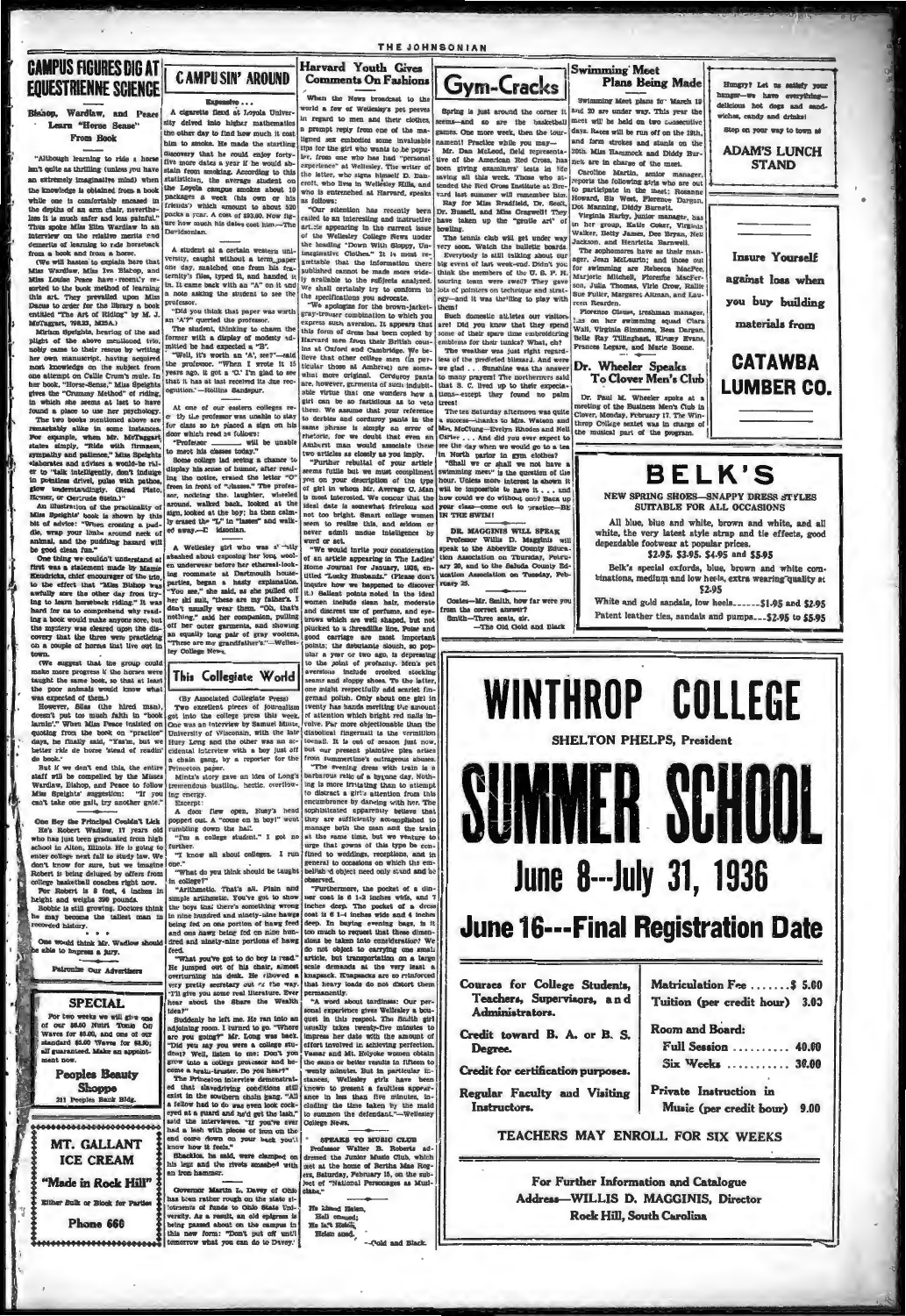## CAMPUS FIGURES DIG AT EQUESTRIENNE SCIENCE

**Bishop, Wardlaw, and Peace Learn "Horse Sense" From Book**

"Although learning to ride a horse isn't quite as thrilling (unless you have an extremely imaginative mind) when the knowledge is obtained from a book while one is comfortably encased in the depths of an arm chair, nevertheless it is much safer and less painful." Thus spoke Miss Ellen Wardlaw in an interview on the relative merits and demerits of learning to ride horseback from a book and from a horse.

(We will hasten to explain here that Miss Wardlaw, Miss Iva Bishop, and Miss Louise Peace have recently resorted to the book method of learning this art. They prevailed upon Miss Dacus to order for the library a book entitled "The Art of Riding" by M. J. McTaggart, 798.23, M25A.)

Miriam Speights, hearing of the sad plight of the above mentioned trio, nobly came to their rescue by writing her own manuscript, having acquired most knowledge on the subject from one attempt on Callie Crum's mule. In her book, "Horse-Sense," Miss Speights gives the "Crummy Method" of riding, in which she seems at last to have found a place to use her psychology. The two books mentioned above are remarkably alike in many instances. For example, when Mr. McTaggart states simply, "Ride with firmness, sympathy and patience," Miss Speights elaborates and offers a world to the rider to "talk intelligently, don't indulge in pointless drivel, pulse with pathos, glow understandingly. (Read Plato, Homer, or Gertrude Stein.)"

An illustration of the practicality of Miss Speights' book is shown by this bit of advice: "When crossing a paddle, wrap your limbs around neck of animal, and the pudding hazard will be good clean fun."

One thing we couldn't understand at first was a statement made by Mamie Kendrick, chief encourager of the trio, to the effect that "Miss Bishop was awfully sore the other day from trying to learn horseback riding." It was hard for us to comprehend why reading a book would make anyone sore, but the mystery was cleared upon the discovery that the three were practicing on a couple of horses that live out in town.

(We suggest that the group could make more progress if the horses were taught the same book, so that at least the poor animals would know what was expected of them.)

However, Silas (the hired man), doesn't put too much faith in "book larnin'." When Miss Peace insisted on quoting from the book on "practice" days, he finally said, "Yas'm, but we better ride de horse 'stead of readin' de book."

But if we don't end this, the entire staff will be compelled by the Misses Wardlaw, Bishop, and Peace to follow Miss Speights' suggestion: "If you can't take one gait, try another gait."

\* \* \*

One Boy the Principal Couldn't Lick

He's Robert Wadlow, 17 years old who has just been graduated from high school in Alton, Illinois. He is going to enter college next fall to study law. We don't know for sure, but we imagine Robert is being deluged by offers from college basketball coaches right now.

For Robert is 8 feet, 4 inches in height and weighs 390 pounds.

Bobbie is still growing. Doctors think he may become the tallest man in recorded history.

\* \* \*

One would think Mr. Wadlow should be able to impress a jury.

**Patronize Our Advertisers**

---

**SPECIAL**

For two weeks we will give one of our $8.50 Nutri Tonic Oil Waves for $5.00, and one of our standard $5.00 Waves for $3.50; all guaranteed. Make an appointment now.

**Peoples Beauty Shoppe**
211 Peoples Bank Bldg.

---

**MT. GALLANT ICE CREAM**

"Made in Rock Hill"

Either Bulk or Block for Parties

Phone 666

---

## CAMPUSIN' AROUND

**Expensive . . .**

A cigarette fiend at Loyola University delved into higher mathematics the other day to find how much it cost him to smoke. He made the startling discovery that he could enjoy forty-five more dates a year if he would abstain from smoking. According to this statistician, the average student on the Loyola campus smokes about 10 packages a week (his own or his friends') which amount to about 520 packs a year. A cost of $93.60. Now figure how much his dates cost him.—The Davidsonian.

A student at a certain western university, caught without a term paper one day, snatched one from his fraternity's files, typed it, and handed it in. It came back with an "A" on it and a note asking the student to see the professor.

"Did you think that paper was worth an 'A'?" queried the professor.

The student, thinking to charm the former with a display of modesty admitted he had expected a "B".

"Well, it's worth an 'A', see?"—said the professor. "When I wrote it 15 years ago, it got a 'C.' I'm glad to see that it has at last received its due recognition."—Hollins Sandspur.

At one of our eastern colleges recently the professor was unable to meet for class so he placed a sign on his door which read as follows:

"Professor \_\_\_\_\_\_\_\_ will be unable to meet his classes today."

Some college lad seeing a chance to display his sense of humor, after reading the notice, erased the letter "C" from in front of "classes." The professor, noticing the laughter, wheeled around, walked back, looked at the sign, looked at the boy; he then calmly erased the "L" in "lasses" and walked away.—Davidsonian.

A Wellesley girl who was a "little abashed about exposing her long woolen underwear before her ethereal-looking roommate at Dartmouth house-parties, began a hasty explanation. "You see," she said, as she pulled off her ski suit, "these are my father's. I don't usually wear them. "Oh, that's nothing," said her companion, pulling off her outer garments, and showing an equally long pair of gray woolens. "These are my grandfather's."—Wellesley College News.

## This Collegiate World

(By Associated Collegiate Press)

Two excellent pieces of journalism got into the college press this week. One was an interview by Samuel Mintz, University of Wisconsin, with the late Huey Long and the other was an accidental interview with a boy just off a chain gang, by a reporter for the Princeton paper.

Mintz's story gave an idea of Long's tremendous bustling, hectic, overflowing energy.

Excerpt:

A door flew open, Huey's head popped out. A "come on in boy!" went rumbling down the hall.

"I'm a college student." I got no further.

"I know all about colleges. I run one."

"What do you think should be taught in college?"

"Arithmetic. That's all. Plain and simple arithmetic. You've got to show the boys that there's something wrong in nine hundred and ninety-nine hawgs being fed on one portion of hawg feed and one hawg being fed on nine hundred and ninety-nine portions of hawg feed.

"What you've got to do by is read." He jumped out of his chair, almost overturning his desk. He elbowed a very pretty secretary out of the way. "I'll give you some real literature. Ever hear about the Share the Wealth idea?"

Suddenly he left me. He ran into an adjoining room. I turned to go. "Where are you going?" Mr. Long was back. "Did you say you were a college student? Well, listen to me: Don't you grow into a college professor and become a brain-truster. Do you hear?"

The Princeton interview demonstrated that slavedriving conditions still exist in the southern chain gang. "All a fellow had to do was even look crosseyed at a guard and he'd get the lash," said the interviewee. "If you've ever had a lash with pieces of iron on the end come down on your back you'll know how it feels."

Shackles, he said, were clamped on his legs and the rivets smashed with an iron hammer.

Governor Martin L. Davey of Ohio has been rather rough on the state allotments of funds to Ohio State University. As a result, an old epigram is being passed about on the campus in this new form: "Don't put off until tomorrow what you can do to Davey."

---

## Harvard Youth Gives Comments On Fashions

When the News broadcast to the world a few of Wellesley's pet peeves in regard to men and their clothes, a prompt reply from one of the maligned sex embodies some invaluable tips for the girl who wants to be popular, from one who has had "personal experience" at Wellesley. The writer of the letter, who signs himself D. Dancott, who lives in Wellesley Hills, and who is entrenched at Harvard, speaks as follows:

"Our attention has recently been called to an interesting and instructive article appearing in the current issue of the Wellesley College News under the heading 'Down With Sloppy, Unimaginative Clothes.' It is most regrettable that the information there published cannot be made more widely available to the subjects analyzed. We shall certainly try to conform to the specifications you advocate.

"We apologize for the brown-jacket-gray-trouser combination to which you express such aversion. It appears that this form of dress has been copied by Harvard men from their British cousins at Oxford and Cambridge. We believe that other colleges men (in particular those at Amherst) are somewhat more original. Corduroy pants are, however, garments of such indubitable virtue that one wonders how a girl can be so fastidious as to wear them. We assume that your reference to derbies and corduroy pants in the same phrase is simply an error of rhetoric, for we doubt that even an Amherst man would associate these two articles as closely as you imply.

"Further rebuttal of your article seems futile but we must compliment you on your description of the type of girl in whom Mr. Average C. Man is most interested. We concur that the ideal date is somewhat frivolous and not too bright. Smart college women seem to realize this, and seldom or never admit undue intelligence by word or act.

"We would invite your consideration of an article appearing in The Ladies' Home Journal for January, 1936, entitled 'Lucky Husbands.' (Please don't inquire how we happened to discover it.) Salient points noted in the ideal women include clean hair, moderate and discreet use of perfume, and eyebrows which are well shaped, but not plucked to a threadlike line. Poise and good carriage are most important points; the debutante slouch, so popular a year or two ago, is depressing to the point of profanity. Men's pet aversions include crooked stocking seams and sloppy shoes. To the latter, one might respectfully add scarlet fingernail polish. Only about one girl in twenty has hands meriting the amount of attention which bright red nails involve. Far more objectionable than the diabolical fingernail is the vermilion toenail. It is out of season just now, but our present plaintive plea arises from summertime's outrageous abuses.

"The evening dress with train is a barbarous relic of a bygone day. Nothing is more irritating than to attempt to distract a girl's attention from this encumbrance by dancing with her. The sophisticated apparently believe that they are sufficiently accomplished to manage both the man and the train at the same time, but we venture to urge that gowns of this type be confined to weddings, receptions, and in general to occasions on which the embellished object need only stand and be observed.

"Furthermore, the pocket of a dinner coat is 6 1-2 inches wide, and 7 inches deep. The pocket of a dress coat is 6 1-4 inches wide and 4 inches deep. In buying evening bags, is it too much to request that these dimensions be taken into consideration? We do not object to carrying one small article, but transportation on a large scale demands at the very least a knapsack. Knapsacks are so reinforced that heavy loads do not distort them permanently.

"A word about tardiness: Our personal experience gives Wellesley a bouquet in this respect. The Smith girl usually takes twenty-five minutes to impress her date with the amount of effort involved in achieving perfection. Vassar and Mt. Holyoke women obtain the same or better results in fifteen to twenty minutes. But in particular instances, Wellesley girls have been known to present a faultless appearance in less than five minutes, including the time taken by the maid to summon the defendant."—Wellesley College News.

\* \* \*

**SPEAKS TO MUSIC CLUB**

Professor Walter B. Roberts addressed the Junior Music Club, which met at the home of Bertha Mae Rogers, Saturday, February 15, on the subject of "National Personages as Musicians."

\* \* \*

He kissed Helen,
Hell ensued;
He left Helen,
Helen sued.

—Gold and Black.

---

## Gym-Cracks

Spring is just around the corner it seems—and so are the basketball games. One more week, then the tournament! Practice while you may—

Mr. Dan McLeod, field representative of the American Red Cross, has been giving examiners' tests in life saving all this week. Those who attended the Red Cross Institute at Brevard last summer will remember him.

Ray for Miss Bradfield, Dr. Scott, Dr. Russell, and Miss Cragwell! They have taken up the "gentle art" of bowling.

The tennis club will get under way very soon. Watch the bulletin boards.

Everybody is still talking about our big event of last week-end. Didn't you think the members of the U. S. F. H. touring team were swell? They gave lots of pointers on technique and strategy—and it was thrilling to play with them!

Such domestic athletes our visitors are! Did you know that they spend some of their spare time embroidering emblems for their tunics? What, eh?

The weather was just right regardless of the predicted blizzard. And were we glad . . . Sunshine was the answer to many prayers! The northerners said that S. C. lived up to their expectations—except they found no palm trees!

The tea Saturday afternoon was quite a success—thanks to Mrs. Watson and Mrs. McClung—Evelyn Rhodes and Nell Carter . . . And did you ever expect to see the day when we would go to a tea in North parlor in gym clothes?

"Shall we or shall we not have a swimming meet" is the question of the hour. Unless more interest is shown it will be impossible to have it . . . and how could we do without one? Back up your class—come out to practice—BE IN THE SWIM!

**DR. MAGGINIS WILL SPEAK**

Professor Willis D. Magginis will speak to the Abbeville County Education Association on Thursday, February 20, and to the Saluda County Education Association on Tuesday, February 25.

Coates—Mr. Smith, how far were you from the correct answer?

Smith—Three seats, sir.

—The Old Gold and Black

---

## Swimming Meet Plans Being Made

Swimming Meet plans for March 19 and 20 are under way. This year the meet will be held on two consecutive days. Races will be run off on the 19th, and form strokes and stunts on the 20th. Miss Hasmuck and Diddy Burnett are in charge of the meet.

Caroline Martin, senior manager, reports the following girls who are out to participate in the meet: Roxanne Howard, Bis West, Florence Dargan, Dot Manning, Diddy Burnett.

Virginia Harby, junior manager, has in her group, Katie Coker, Virginia Walker, Betty James, Dee Bryan, Nell Jackson, and Henrietta Barnwell.

The sophomores have as their manager, Jean McLaurin; and those out for swimming are Rebecca MacFee, Marjorie Mitchell, Florence MacFerson, Julia Thomas, Virle Crow, Rallie Sue Fuller, Margaret Altman, and Laureen Rearden.

Florence Glause, freshman manager, has on her swimming squad Clara Wall, Virginia Simmons, Bess Dargan, Belle Ray Tillinghast, Kinsey Evans, Frances Legare, and Marie Boone.

## Dr. Wheeler Speaks To Clover Men's Club

Dr. Paul M. Wheeler spoke at a meeting of the Business Men's Club in Clover, Monday, February 17. The Winthrop College sextet was in charge of the musical part of the program.

---

Hungry? Let us satisfy your hunger—we have everything—delicious hot dogs and sandwiches, candy and drinks!

Stop on your way to town at

**ADAM'S LUNCH STAND**

---

**Insure Yourself against loss when you buy building materials from**

**CATAWBA LUMBER CO.**

---

# BELK'S

**NEW SPRING SHOES—SNAPPY DRESS STYLES SUITABLE FOR ALL OCCASIONS**

All blue, blue and white, brown and white, and all white, the very latest style strap and tie effects, good dependable footwear at popular prices.

**$2.95 $3.95 $4.95 and $5.95**

Belk's special oxfords, blue, brown and white combinations, medium and low heels, extra wearing quality at **$2.95**

White and gold sandals, low heels.......$1.95 and $2.95

Patent leather ties, sandals and pumps....$2.95 to $5.95

---

# WINTHROP COLLEGE

SHELTON PHELPS, President

# SUMMER SCHOOL

## June 8—July 31, 1936

## June 16—Final Registration Date

| | |
|---|---|
| Courses for College Students, Teachers, Supervisors, and Administrators. | Matriculation Fee .......$ 5.00 |
| Credit toward B. A. or B. S. Degree. | Tuition (per credit hour) 3.00 |
| Credit for certification purposes. | Room and Board: Full Session .......... 40.00 |
| Regular Faculty and Visiting Instructors. | Six Weeks .......... 30.00 |
| | Private Instruction in Music (per credit hour) 9.00 |

**TEACHERS MAY ENROLL FOR SIX WEEKS**

For Further Information and Catalogue
Address—WILLIS D. MAGGINIS, Director
Rock Hill, South Carolina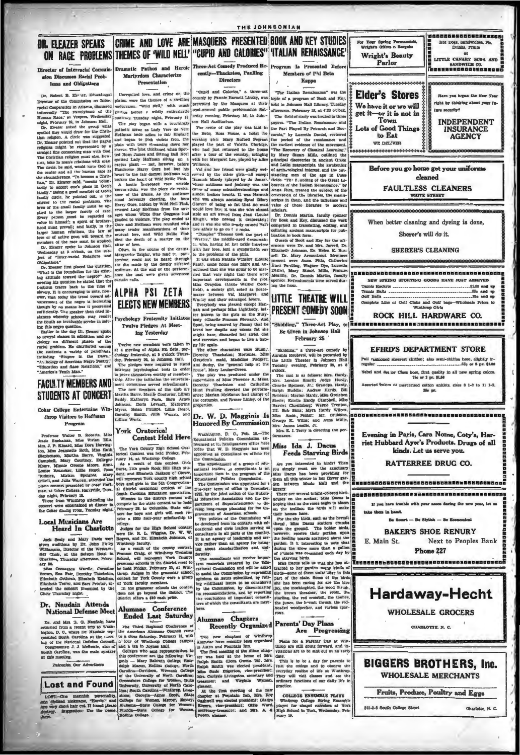# DR. ELEAZER SPEAKS ON RACE PROBLEMS

## Director of Interracial Commission Discusses Racial Problems and Obligations

Dr. Robert B. Eleazer, Educational Director of the Commission on Interracial Cooperation in Atlanta, discussed informally "The Familyhood of the Human Race," at Vespers, Wednesday night, February 19, in Johnson Hall.

Dr. Eleazer asked the group what symbol they would draw for the Christian religion. A circle was suggested. Dr. Eleazer pointed out that the pagan religions might be represented by a straight line connecting man with God. The Christian religion must also, however, take in man's relations with man. The circle, he said, would have God as the center and all the human race as the circumference. "To become a Christian," Dr. Eleazer said, "means voluntarily to accept one's place in God's family." Being a good member of God's family circle, he pointed out, is the answer to the racial problems. The laws of the small family must be applied to the larger family of race. Every person must be regarded as value in himself; a spirit of brotherhood must prevail; and lastly, in the larger human relations, the law of love or of active good will toward the members of the race must be applied.

Dr. Eleazer spoke in Johnson Hall, Wednesday at 5 o'clock, on the subject of "Inter-racial Relations and Obligations."

Dr. Eleazer first placed the question, "What is the foundation for the existing attitude toward the negro?" Answering his question he stated that the problem traces back to the time of slavery. It is encouraging to note, however, that today the trend toward advancement of the negro is increasing though by no means has it progressed sufficiently. The speaker then cited instances whereby schools may render the South an invaluable service in solving this negro question.

Earlier in the day Dr. Eleazer spoke to several classes in education and sociology on different phases of the racial problem. He distributed among the students a variety of pamphlets, including "Singers in the Dawn," "Anthology of American Negro Poetry," "Education and Race Relations," and "America's Tenth Man."

# FACULTY MEMBERS AND STUDENTS AT CONCERT

## Coker College Entertains Winthrop Visitors to Hoffman Program

Professor Walter B. Roberts, Miss Jessie Buchanan, Miss Vivian Ellis, Mrs. J. P. Kinard, Miss Dora Harrington, Miss Jeannette Roth, Miss Ruth Stephenson, Martha Barre, Virginia Campbell, Mary Courtney, Zalleyne Moore, Minnie Greene Moore, Anna Louise Renneker, Lillie Rogol, Rose Rudnick, Miriam Speights, Mary O'Dell, and Julia Warren, attended the piano concert presented by Josef Hoffman, at Coker College, Hartsville, Tuesday night, February 18.

Those from Winthrop attending the concert were entertained at dinner in the Coker dining room, Tuesday night.

## Local Musicians Are Heard In Charlotte

Jack Sealy and Mary Davis were given auditions by Dr. John Finley Williamson, Director of the Westminster Choir, at the Selwyn Hotel in Charlotte, Thursday afternoon, February 20.

Miss Constance Wardle, Christine Brown, Ena Fair, Dorothy Thackston, Elizabeth Cothran, Elizabeth Ketchen, Elizabeth Yeater, and Sara Proctor, attended the concert presented by the Choir Thursday night.

## Dr. Naudain Attends National Defense Meet

Dr. and Mrs. D. G. Naudain have returned from a recent trip to Washington, D. C. where Dr. Naudain represented South Carolina at the meeting of the National Defense Council. Congressman J. J. McSwain, also of South Carolina, was the main speaker at this meeting.

Patronize Our Advertisers

## Lost and Found

LOST—One mannish personality, one distinct nickname, "Horde," and one very short hair cut. If found please destroy. Suggestion: Use the name, Jane.

# CRIME AND LOVE ARE THEMES OF 'WILD NELL'

## Dramatic Pathos and Heroic Martyrdom Characterize Presentation

Unrequited love, and crime on the plains, were the themes of a thrilling melodrama, "Wild Nell," with much pathos before a wildly enthusiastic audience Tuesday night, February 18.

The play began with a touchingly pathetic scene as Lady Vere de Vere Hoffman bade adieu to fair England and began to pick violets from the plain with tears streaming down her cheeks. The plot thickened when Spotted Horn James and Sitting Bull Nell spotted Lady Hoffman sitting on a cactus plant — not, however, before Handsome Harry Gore had lost his heart to the fair damsel Hoffman and broken the heart of Wild Nellie Pink.

A hectic horseback race astride broom-sticks was the piece de resistance of the drama. As the audience stood fervently cheering, the hero Harry Gore, hidden by Wild Nell Pink, rescued Lady Hoffman from the savages whom White Star Goggans had goaded to violence. The play ended as Gore and Hoffman were reunited with many tender manifestations of their mutual love, and Wild Nellie Pink died the death of a martyr on the altar of love.

Often, in the course of the drama, Margarite Zeigler, who read the panicky lines, could not be heard through the din made by the deeply affected audience. At the end of the performance the cast were given seventeen curtain calls.

# ALPHA PSI ZETA ELECTS NEW MEMBERS

## Psychology Fraternity Initiates Twelve Pledges At Meeting Yesterday

Twelve new members were taken in at a meeting of Alpha Psi Zeta, psychology fraternity, at 5 o'clock Thursday, February 20, in Johnson Hall. The pledges were required to stand intricate psychological tests in order to prove themselves worthy of membership. After the initiation the entertainment committee served refreshments.

The new members of the club are Martha Barre, Mattie Courtney, Lillyan Easley, Katheryn Parks, Sara Agnes Johnson, Doris Levkoff, Katherine Myers, Helen Phillips, Lillie Rogol, Dorothy Smith, Julia Warren, and Lillian Wertz.

## York Oratorical Contest Held Here

The York County High School Oratorical Contest was held Friday, February 14, at Winthrop College.

As a result of this contest Dick Burts, 11th grade Rock Hill High student, and Elizabeth Jackson of Clover, will represent York County high school boys and girls in the 5th Congressional district oratorical contest of the South Carolina Education association. Winners in the district contest will compete in the state contest to be held February 28, in Columbia. State winners for boys and girls will each receive a $200 four-year scholarship to college.

Judges for the High School contest were Dr. E. L. Wiggins, Dr. W. W. Rogers, and Dr. Elizabeth Johnson, of Winthrop faculty.

As a result of the county contest, Frances Craig, of Winthrop Training School, will represent York County grammar schools in the district meet to be held Friday, February 21, at Winthrop. Judges in the grammar school contest for York County were a group of York faculty members.

In the grammar schools the contest does not go beyond the district. The district offers a $10 cash prize.

## Alumnae Conference Ended Last Saturday

The Third Regional Conference of the American Alumnae Council came to a close Saturday, February 15, with a tour of Winthrop College campus and a tea in Joynes Hall.

Colleges who sent representatives to this conference are the following: Virginia — Mary Baldwin College, Randolph Macon, Hollins College; North Carolina—Davidson, Womans College of the University of North Carolina; Greensboro College for Women, Duke University, University of North Carolina; South Carolina—Winthrop, Limestone; Georgia—Agnes Scott, State College for Women, Mercer, Emory; Alabama—State College for Women; Florida—State College for Women, Rollins College.

# MASQUERS PRESENTED "CUPID AND CALORIES"

## Three-Act Comedy Produced Recently—Thackston, Paulling Directors

"Cupid and Calories," a three-act comedy by Fannie Barnett Linsky, was presented by the Masquers at their semi-annual public performance Saturday evening, February 16, in Johnson Hall Auditorium.

The scene of the play was laid in the Betsy Ross House, a hotel for working girls Mary Buford Pegram played the part of Valetta Claridge, who had just returned to the house after a tour of the country, bringing with her Margaret Lee, played by Alice Willimon.

Val and her friend were gladly welcomed by the other girls—all except Hannah Moody (played by Jo Jones), whose cattiness and jealousy was the cause of many misunderstandings and almost broken hearts. It was Hannah who was always accusing Spud (Mary Glover) of being so fat that no man would love her; it was she who almost stole an art award from Jean (Louise Knight), who needed it desperately; and it was she who nearly caused Val's love affair to go on the rocks.

"Dimples" Thomas took the part of "Wattsy," the middle-aged dress-maker, who, having let her pride interfere with her love, lent a sympathetic ear to the problems of the girls.

It was when Natalie Winslow (Louise Pant), came home one night and announced that she was going to be married that very night that there were important developments in the plot. Miss Graydon (Lizzie Walker Cockfield), a society girl, acted as peacemaker between Val, Margaret, and Wattsy and their estranged lovers.

Everybody was pleased except Hannah and perhaps Miss Lightbody, better known to the girls as the Busybody (Charlie Frances Stewart). And Spud, being assured by Jimmy that he loved her despite any excess fat she might have, discarded her strict diet and exercises and began to live a happy life again.

The other characters were Bunny, Dorothy Thackston; Hortense, Miss Graydon's maid, Madeline Padgett; and Biddy, the "general help at the house", Mary Louise Green.

The play was produced under the supervision of Miss Florence A. Minns. Dorothy Thackston and Catherine Hunt Paulling directed the performance; Marian McManus had charge of the costumes, and Remer Linley, of the properties.

# Dr. W. D. Magginis Is Honored By Commission

Washington, D. C., Feb. 18.—The Educational Policies Commission announced at its headquarters office here today that W. D. Magginis has been appointed as Consultant ex officio for the Commission.

The appointment of a group of educational leaders as consultants is an important item in the program of the Educational Policies Commission. The Commission was appointed for a five-year term of office in December, 1935, by the joint action of the National Education Association and the Department of Superintendence to develop long-range planning for the improvement of American schools.

The policies of the Commission will be developed from its contacts with educational and civic leaders serving as consultants in all parts of the country. It is an agency of leadership and service rather than an agency for bringing about standardization and uniformity.

The consultants will receive important materials prepared by the Educational Commission and will be asked to assist the Commission by expressing opinions on issues submitted, by raising additional issues to be considered by the Commission, by disseminating its recommendations, and by reporting the conclusions of important committees of which the consultants are members.

# Alumnae Chapters Recently Organized

Two new chapters of Winthrop Alumnae have recently been organized in Aiken and Fountain Inn.

The first meeting of the Aiken chapter was held at the home of Mrs. Ralph Smith (Dora Owens '24). Mrs. Ralph Smith was elected president, Miss Susie Edgerton, vice-president; Mrs. Carlyle Livingston, secretary and treasurer; and Virginia Wyman, gleaner.

At the first meeting of the new chapter at Fountain Inn, Mrs. Roy Cashwell was elected president; Gladys Rogers, vice-president; Ottie Ward, secretary-treasurer; and Mrs. A. B. Peden, gleaner.

# BOOK AND KEY STUDIES 'ITALIAN RENAISSANCE'

## Program Is Presented Before Members of Phi Beta Kappa

"The Italian Renaissance" was the topic of a program of Book and Key, held in Johnson Hall Library, Tuesday afternoon, February 18, at 4:30 o'clock.

The field of study was treated in three papers. "The Italian Renaissance and the Part Played by Petrarch and Boccaccio," by Lucretia Daniel, reviewed the period of the renaissance and the earliest evidence of the movement. "The Recovery of Classical Learning," by Mary Stuart Mills, outlined the principal discoveries in ancient Greek and Latin manuscripts, the awakening of archæological interest, and the outstanding men of the age in those fields. "The Founding of the Great Libraries of the Italian Renaissance," by Anna Pitts, treated the subject of the conception of the libraries, the manuscripts in them, and the influence and value of these libraries to modern scholars.

Dr. Donnis Martin, faculty sponsor for Book and Key, discussed the work comprised in translating, editing, and collating ancient manuscripts for publication in book form.

Guests of Book and Key for the afternoon were Dr. and Mrs. Jarrell, Dr. Elizabeth Johnson, Dr. Helen K. Bussell, Dr. Mary Armentrout. Members present were Anna Pitts, Catherine Hunt Paulling, Wagner Dye, Lucretia Daniel, Mary Stuart Mills, Frances Mauldin, Dr. Donnis Martin, faculty sponsor. Refreshments were served during the hour.

# LITTLE THEATRE WILL PRESENT COMEDY SOON

## "Skidding," Three-Act Play, to Be Given in Johnson Hall February 25

"Skidding," a three-act comedy by Aurania Rouberol, will be presented by the Little Theater in Johnson Hall Tuesday evening, February 25, at 8 o'clock.

The cast is as follows: Mrs. Hardy, Mrs. Loraine Simril; Judge Hardy, Charlie Spencer, Jr.; Grandpa Hardy, Ralph Buddin; Andrew Hardy, Bill Robbins; Marian Hardy, Miss Greichen Steele; Estelle Hardy Campbell, Miss Harriet Chreitzberg; Wayne Trenton, III, Bob Sims; Myra Hardy Wilcox, Miss Amie Felder; Mr. Stubbins, George K. Willis; and Aunt Millie, Mrs. James Leslie, Jr.

Mrs. E. I. Terry is directing the performance.

# Miss Ida J. Dacus Feeds Starving Birds

Are you interested in birds? Then you simply must see the sanctuary Miss Dacus has been providing for them all this winter in her flower garden between Music Hall and the library.

There are several bright-colored birdhouses on the arches; Miss Dacus is hoping that as the roses begin to bloom on the trellises the birds will make their homes here.

For the shy birds, such as the hermit thrush, Miss Dacus scatters crumbs upon the ground. The bolder birds, however, receive their portion upon the feeding boards scattered about the garden. It is interesting to note that during the snow more than a gallon of crumbs was consumed each day by the starving birds.

Miss Dacus tells us that she has attracted to her garden many kinds of birds—some of them unfamiliar in this part of the state. Some of the birds she has been caring for are the blue jay, the mockingbird, the wood thrush, the brown thrasher, the robin, the starling, the red crossbill, the towhee, the junco, the hermit thrush, the red-headed woodpecker, and various sparrows.

# Parents' Day Plans Are Progressing

Plans for a Parents' Day at Winthrop are still going forward, and invitations are to be sent out at an early date.

This is to be a day for parents to visit the college and to observe the everyday routine of life at Winthrop. There will visit classes and see the ordinary functions of our daily life in practice.

**COLLEGE ENSEMBLE PLAYS**

Winthrop College String Ensemble played for chapel exercises at York High School in York, Wednesday, February 19.

---

For Your Spring Permanents, Wright's Offers a Bargain

**Wright's Beauty Parlor**

---

Hot Dogs, Sandwiches, Pie, Drinks, Fruits at **LITTLE CANARY SODA AND SANDWICH CO.**

---

**Elder's Stores**

We have it or we will get it—or it is not in Town

Lots of Good Things to Eat

WE DELIVER

---

Have you begun the New Year right by thinking about your future security?

**INDEPENDENT INSURANCE AGENCY**

---

Before you go home get your uniforms cleaned

**FAULTLESS CLEANERS**

WHITE STREET

---

When better cleaning and dyeing is done, Sherer's will do it.

**SHERER'S CLEANING**

---

NEW SPRING SPORTING GOODS HAVE JUST ARRIVED

Tennis Rackets ........ $1.95 and up

Tennis Balls ........ 35c and up

Golf Balls ........ 25c and up

Complete Line of Golf Clubs and Golf Bags—Wholesale Prices to Winthrop Girls

**ROCK HILL HARDWARE CO.**

---

**EFIRD'S DEPARTMENT STORE**

Full fashioned sheerest chiffon; also semi-chiffon hose, slightly irregular ........ 59c or 2 pr. $1.00

Nebel and Ber for Class hose, first quality in all new spring colors. 79c or 2 pr. $1.50

Assorted colors of mercerized cotton anklets, sizes 8 1-2 to 11 1-2, 15c pr.

---

Evening in Paris, Cara Nome, Coty's, Harriet Hubbard Ayer's Products. Drugs of all kinds. Let us serve you.

**RATTERREE DRUG CO.**

---

If you have trouble with your shoes during the new year, let us take them in hand.

Be Smart — Be Stylish — Be Economical

**BAKER'S SHOE RENURY**

E. Main St. Next to Peoples Bank

Phone 227

---

**Hardaway-Hecht**

WHOLESALE GROCERS

CHARLOTTE, N. C.

---

**BIGGERS BROTHERS, Inc.**

WHOLESALE MERCHANTS

Fruits, Produce, Poultry and Eggs

501-3-5 South College Street Charlotte, N. C.